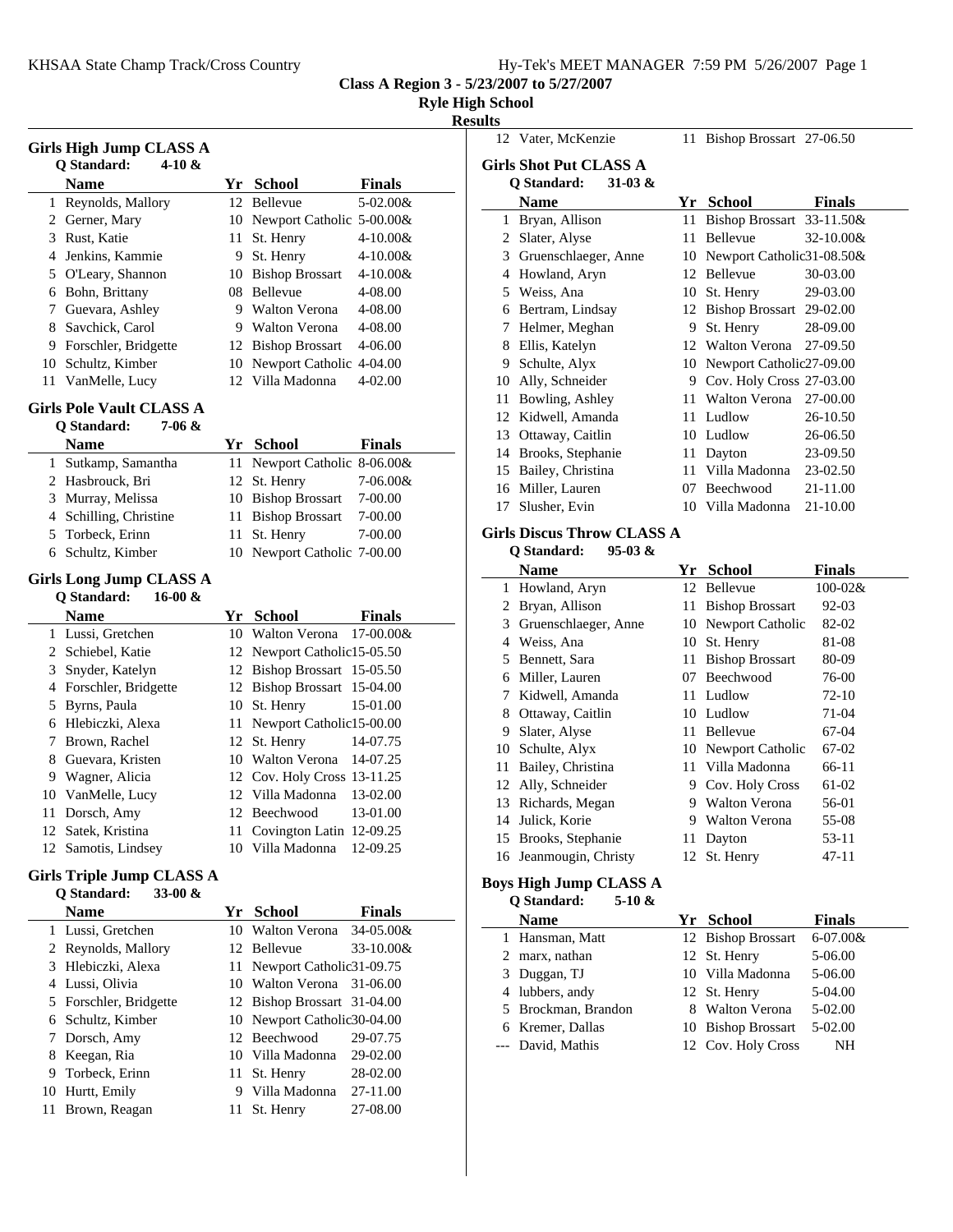**Class A Region 3 - 5/23/2007 to 5/27/2007**

**Ryle High School**

**Results**

### Girls High Jump CLASS A

Q Standard: 4-10 &

| | Name | Yr | School | Finals |
|---|---|---|---|---|
| 1 | Reynolds, Mallory | 12 | Bellevue | 5-02.00& |
| 2 | Gerner, Mary | 10 | Newport Catholic | 5-00.00& |
| 3 | Rust, Katie | 11 | St. Henry | 4-10.00& |
| 4 | Jenkins, Kammie | 9 | St. Henry | 4-10.00& |
| 5 | O'Leary, Shannon | 10 | Bishop Brossart | 4-10.00& |
| 6 | Bohn, Brittany | 08 | Bellevue | 4-08.00 |
| 7 | Guevara, Ashley | 9 | Walton Verona | 4-08.00 |
| 8 | Savchick, Carol | 9 | Walton Verona | 4-08.00 |
| 9 | Forschler, Bridgette | 12 | Bishop Brossart | 4-06.00 |
| 10 | Schultz, Kimber | 10 | Newport Catholic | 4-04.00 |
| 11 | VanMelle, Lucy | 12 | Villa Madonna | 4-02.00 |

### Girls Pole Vault CLASS A

Q Standard: 7-06 &

| | Name | Yr | School | Finals |
|---|---|---|---|---|
| 1 | Sutkamp, Samantha | 11 | Newport Catholic | 8-06.00& |
| 2 | Hasbrouck, Bri | 12 | St. Henry | 7-06.00& |
| 3 | Murray, Melissa | 10 | Bishop Brossart | 7-00.00 |
| 4 | Schilling, Christine | 11 | Bishop Brossart | 7-00.00 |
| 5 | Torbeck, Erinn | 11 | St. Henry | 7-00.00 |
| 6 | Schultz, Kimber | 10 | Newport Catholic | 7-00.00 |

### Girls Long Jump CLASS A

Q Standard: 16-00 &

| | Name | Yr | School | Finals |
|---|---|---|---|---|
| 1 | Lussi, Gretchen | 10 | Walton Verona | 17-00.00& |
| 2 | Schiebel, Katie | 12 | Newport Catholic | 15-05.50 |
| 3 | Snyder, Katelyn | 12 | Bishop Brossart | 15-05.50 |
| 4 | Forschler, Bridgette | 12 | Bishop Brossart | 15-04.00 |
| 5 | Byrns, Paula | 10 | St. Henry | 15-01.00 |
| 6 | Hlebiczki, Alexa | 11 | Newport Catholic | 15-00.00 |
| 7 | Brown, Rachel | 12 | St. Henry | 14-07.75 |
| 8 | Guevara, Kristen | 10 | Walton Verona | 14-07.25 |
| 9 | Wagner, Alicia | 12 | Cov. Holy Cross | 13-11.25 |
| 10 | VanMelle, Lucy | 12 | Villa Madonna | 13-02.00 |
| 11 | Dorsch, Amy | 12 | Beechwood | 13-01.00 |
| 12 | Satek, Kristina | 11 | Covington Latin | 12-09.25 |
| 12 | Samotis, Lindsey | 10 | Villa Madonna | 12-09.25 |

### Girls Triple Jump CLASS A

Q Standard: 33-00 &

| | Name | Yr | School | Finals |
|---|---|---|---|---|
| 1 | Lussi, Gretchen | 10 | Walton Verona | 34-05.00& |
| 2 | Reynolds, Mallory | 12 | Bellevue | 33-10.00& |
| 3 | Hlebiczki, Alexa | 11 | Newport Catholic | 31-09.75 |
| 4 | Lussi, Olivia | 10 | Walton Verona | 31-06.00 |
| 5 | Forschler, Bridgette | 12 | Bishop Brossart | 31-04.00 |
| 6 | Schultz, Kimber | 10 | Newport Catholic | 30-04.00 |
| 7 | Dorsch, Amy | 12 | Beechwood | 29-07.75 |
| 8 | Keegan, Ria | 10 | Villa Madonna | 29-02.00 |
| 9 | Torbeck, Erinn | 11 | St. Henry | 28-02.00 |
| 10 | Hurtt, Emily | 9 | Villa Madonna | 27-11.00 |
| 11 | Brown, Reagan | 11 | St. Henry | 27-08.00 |
| 12 | Vater, McKenzie | 11 | Bishop Brossart | 27-06.50 |

### Girls Shot Put CLASS A

Q Standard: 31-03 &

| | Name | Yr | School | Finals |
|---|---|---|---|---|
| 1 | Bryan, Allison | 11 | Bishop Brossart | 33-11.50& |
| 2 | Slater, Alyse | 11 | Bellevue | 32-10.00& |
| 3 | Gruenschlaeger, Anne | 10 | Newport Catholic | 31-08.50& |
| 4 | Howland, Aryn | 12 | Bellevue | 30-03.00 |
| 5 | Weiss, Ana | 10 | St. Henry | 29-03.00 |
| 6 | Bertram, Lindsay | 12 | Bishop Brossart | 29-02.00 |
| 7 | Helmer, Meghan | 9 | St. Henry | 28-09.00 |
| 8 | Ellis, Katelyn | 12 | Walton Verona | 27-09.50 |
| 9 | Schulte, Alyx | 10 | Newport Catholic | 27-09.00 |
| 10 | Ally, Schneider | 9 | Cov. Holy Cross | 27-03.00 |
| 11 | Bowling, Ashley | 11 | Walton Verona | 27-00.00 |
| 12 | Kidwell, Amanda | 11 | Ludlow | 26-10.50 |
| 13 | Ottaway, Caitlin | 10 | Ludlow | 26-06.50 |
| 14 | Brooks, Stephanie | 11 | Dayton | 23-09.50 |
| 15 | Bailey, Christina | 11 | Villa Madonna | 23-02.50 |
| 16 | Miller, Lauren | 07 | Beechwood | 21-11.00 |
| 17 | Slusher, Evin | 10 | Villa Madonna | 21-10.00 |

### Girls Discus Throw CLASS A

Q Standard: 95-03 &

| | Name | Yr | School | Finals |
|---|---|---|---|---|
| 1 | Howland, Aryn | 12 | Bellevue | 100-02& |
| 2 | Bryan, Allison | 11 | Bishop Brossart | 92-03 |
| 3 | Gruenschlaeger, Anne | 10 | Newport Catholic | 82-02 |
| 4 | Weiss, Ana | 10 | St. Henry | 81-08 |
| 5 | Bennett, Sara | 11 | Bishop Brossart | 80-09 |
| 6 | Miller, Lauren | 07 | Beechwood | 76-00 |
| 7 | Kidwell, Amanda | 11 | Ludlow | 72-10 |
| 8 | Ottaway, Caitlin | 10 | Ludlow | 71-04 |
| 9 | Slater, Alyse | 11 | Bellevue | 67-04 |
| 10 | Schulte, Alyx | 10 | Newport Catholic | 67-02 |
| 11 | Bailey, Christina | 11 | Villa Madonna | 66-11 |
| 12 | Ally, Schneider | 9 | Cov. Holy Cross | 61-02 |
| 13 | Richards, Megan | 9 | Walton Verona | 56-01 |
| 14 | Julick, Korie | 9 | Walton Verona | 55-08 |
| 15 | Brooks, Stephanie | 11 | Dayton | 53-11 |
| 16 | Jeanmougin, Christy | 12 | St. Henry | 47-11 |

### Boys High Jump CLASS A

Q Standard: 5-10 &

| | Name | Yr | School | Finals |
|---|---|---|---|---|
| 1 | Hansman, Matt | 12 | Bishop Brossart | 6-07.00& |
| 2 | marx, nathan | 12 | St. Henry | 5-06.00 |
| 3 | Duggan, TJ | 10 | Villa Madonna | 5-06.00 |
| 4 | lubbers, andy | 12 | St. Henry | 5-04.00 |
| 5 | Brockman, Brandon | 8 | Walton Verona | 5-02.00 |
| 6 | Kremer, Dallas | 10 | Bishop Brossart | 5-02.00 |
| --- | David, Mathis | 12 | Cov. Holy Cross | NH |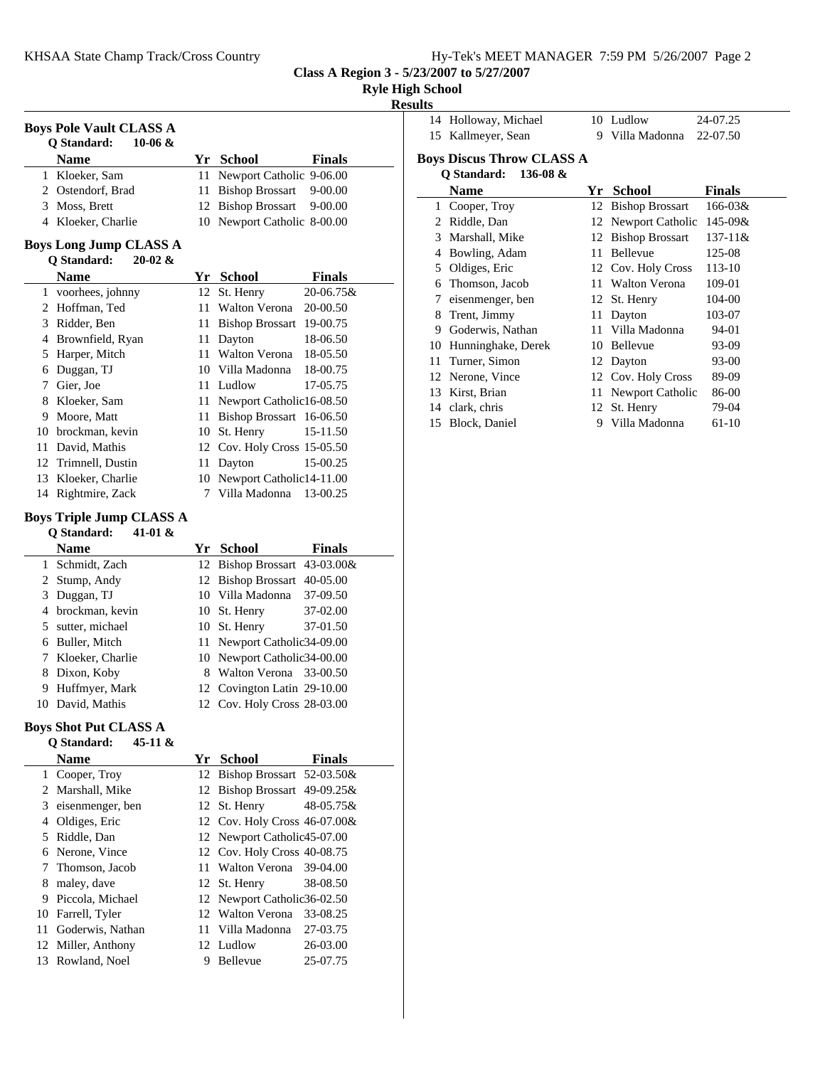## Boys Pole Vault CLASS A

**Q Standard: 10-06 &**

| | Name | Yr | School | Finals |
|---|---|---|---|---|
| 1 | Kloeker, Sam | 11 | Newport Catholic | 9-06.00 |
| 2 | Ostendorf, Brad | 11 | Bishop Brossart | 9-00.00 |
| 3 | Moss, Brett | 12 | Bishop Brossart | 9-00.00 |
| 4 | Kloeker, Charlie | 10 | Newport Catholic | 8-00.00 |

## Boys Long Jump CLASS A

**Q Standard: 20-02 &**

| | Name | Yr | School | Finals |
|---|---|---|---|---|
| 1 | voorhees, johnny | 12 | St. Henry | 20-06.75& |
| 2 | Hoffman, Ted | 11 | Walton Verona | 20-00.50 |
| 3 | Ridder, Ben | 11 | Bishop Brossart | 19-00.75 |
| 4 | Brownfield, Ryan | 11 | Dayton | 18-06.50 |
| 5 | Harper, Mitch | 11 | Walton Verona | 18-05.50 |
| 6 | Duggan, TJ | 10 | Villa Madonna | 18-00.75 |
| 7 | Gier, Joe | 11 | Ludlow | 17-05.75 |
| 8 | Kloeker, Sam | 11 | Newport Catholic | 16-08.50 |
| 9 | Moore, Matt | 11 | Bishop Brossart | 16-06.50 |
| 10 | brockman, kevin | 10 | St. Henry | 15-11.50 |
| 11 | David, Mathis | 12 | Cov. Holy Cross | 15-05.50 |
| 12 | Trimnell, Dustin | 11 | Dayton | 15-00.25 |
| 13 | Kloeker, Charlie | 10 | Newport Catholic | 14-11.00 |
| 14 | Rightmire, Zack | 7 | Villa Madonna | 13-00.25 |

## Boys Triple Jump CLASS A

**Q Standard: 41-01 &**

| | Name | Yr | School | Finals |
|---|---|---|---|---|
| 1 | Schmidt, Zach | 12 | Bishop Brossart | 43-03.00& |
| 2 | Stump, Andy | 12 | Bishop Brossart | 40-05.00 |
| 3 | Duggan, TJ | 10 | Villa Madonna | 37-09.50 |
| 4 | brockman, kevin | 10 | St. Henry | 37-02.00 |
| 5 | sutter, michael | 10 | St. Henry | 37-01.50 |
| 6 | Buller, Mitch | 11 | Newport Catholic | 34-09.00 |
| 7 | Kloeker, Charlie | 10 | Newport Catholic | 34-00.00 |
| 8 | Dixon, Koby | 8 | Walton Verona | 33-00.50 |
| 9 | Huffmyer, Mark | 12 | Covington Latin | 29-10.00 |
| 10 | David, Mathis | 12 | Cov. Holy Cross | 28-03.00 |

## Boys Shot Put CLASS A

**Q Standard: 45-11 &**

| | Name | Yr | School | Finals |
|---|---|---|---|---|
| 1 | Cooper, Troy | 12 | Bishop Brossart | 52-03.50& |
| 2 | Marshall, Mike | 12 | Bishop Brossart | 49-09.25& |
| 3 | eisenmenger, ben | 12 | St. Henry | 48-05.75& |
| 4 | Oldiges, Eric | 12 | Cov. Holy Cross | 46-07.00& |
| 5 | Riddle, Dan | 12 | Newport Catholic | 45-07.00 |
| 6 | Nerone, Vince | 12 | Cov. Holy Cross | 40-08.75 |
| 7 | Thomson, Jacob | 11 | Walton Verona | 39-04.00 |
| 8 | maley, dave | 12 | St. Henry | 38-08.50 |
| 9 | Piccola, Michael | 12 | Newport Catholic | 36-02.50 |
| 10 | Farrell, Tyler | 12 | Walton Verona | 33-08.25 |
| 11 | Goderwis, Nathan | 11 | Villa Madonna | 27-03.75 |
| 12 | Miller, Anthony | 12 | Ludlow | 26-03.00 |
| 13 | Rowland, Noel | 9 | Bellevue | 25-07.75 |
| 14 | Holloway, Michael | 10 | Ludlow | 24-07.25 |
| 15 | Kallmeyer, Sean | 9 | Villa Madonna | 22-07.50 |

## Boys Discus Throw CLASS A

**Q Standard: 136-08 &**

| | Name | Yr | School | Finals |
|---|---|---|---|---|
| 1 | Cooper, Troy | 12 | Bishop Brossart | 166-03& |
| 2 | Riddle, Dan | 12 | Newport Catholic | 145-09& |
| 3 | Marshall, Mike | 12 | Bishop Brossart | 137-11& |
| 4 | Bowling, Adam | 11 | Bellevue | 125-08 |
| 5 | Oldiges, Eric | 12 | Cov. Holy Cross | 113-10 |
| 6 | Thomson, Jacob | 11 | Walton Verona | 109-01 |
| 7 | eisenmenger, ben | 12 | St. Henry | 104-00 |
| 8 | Trent, Jimmy | 11 | Dayton | 103-07 |
| 9 | Goderwis, Nathan | 11 | Villa Madonna | 94-01 |
| 10 | Hunninghake, Derek | 10 | Bellevue | 93-09 |
| 11 | Turner, Simon | 12 | Dayton | 93-00 |
| 12 | Nerone, Vince | 12 | Cov. Holy Cross | 89-09 |
| 13 | Kirst, Brian | 11 | Newport Catholic | 86-00 |
| 14 | clark, chris | 12 | St. Henry | 79-04 |
| 15 | Block, Daniel | 9 | Villa Madonna | 61-10 |